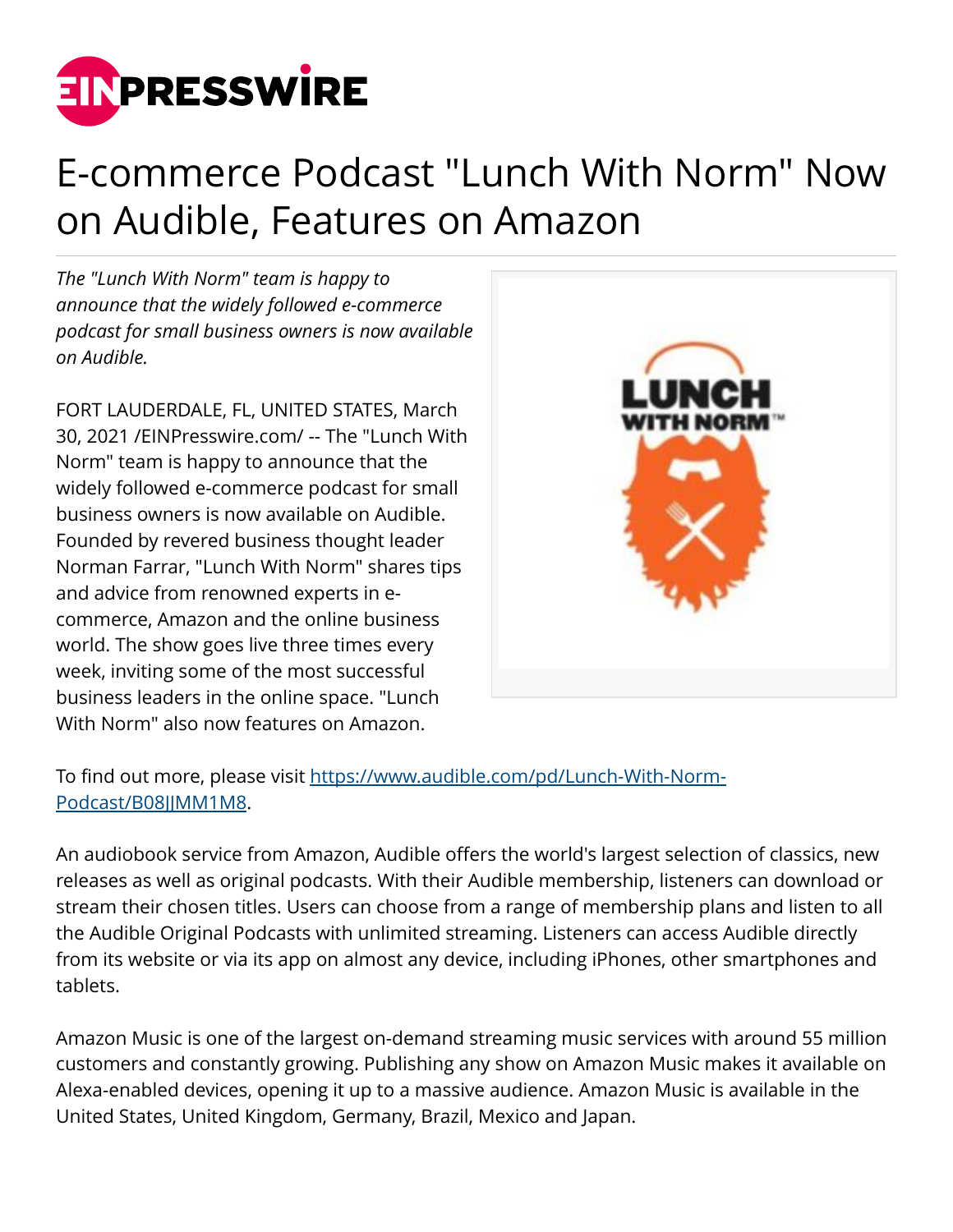# E-commerce Podcast "Lunch With Norm" Now on Audible, Features on Amazon

*The "Lunch With Norm" team is happy to announce that the widely followed e-commerce podcast for small business owners is now available on Audible.*

FORT LAUDERDALE, FL, UNITED STATES, March 30, 2021 /EINPresswire.com/ -- The "Lunch With Norm" team is happy to announce that the widely followed e-commerce podcast for small business owners is now available on Audible. Founded by revered business thought leader Norman Farrar, "Lunch With Norm" shares tips and advice from renowned experts in e-commerce, Amazon and the online business world. The show goes live three times every week, inviting some of the most successful business leaders in the online space. "Lunch With Norm" also now features on Amazon.

To find out more, please visit [https://www.audible.com/pd/Lunch-With-Norm-Podcast/B08JJMM1M8](https://www.audible.com/pd/Lunch-With-Norm-Podcast/B08JJMM1M8).

An audiobook service from Amazon, Audible offers the world's largest selection of classics, new releases as well as original podcasts. With their Audible membership, listeners can download or stream their chosen titles. Users can choose from a range of membership plans and listen to all the Audible Original Podcasts with unlimited streaming. Listeners can access Audible directly from its website or via its app on almost any device, including iPhones, other smartphones and tablets.

Amazon Music is one of the largest on-demand streaming music services with around 55 million customers and constantly growing. Publishing any show on Amazon Music makes it available on Alexa-enabled devices, opening it up to a massive audience. Amazon Music is available in the United States, United Kingdom, Germany, Brazil, Mexico and Japan.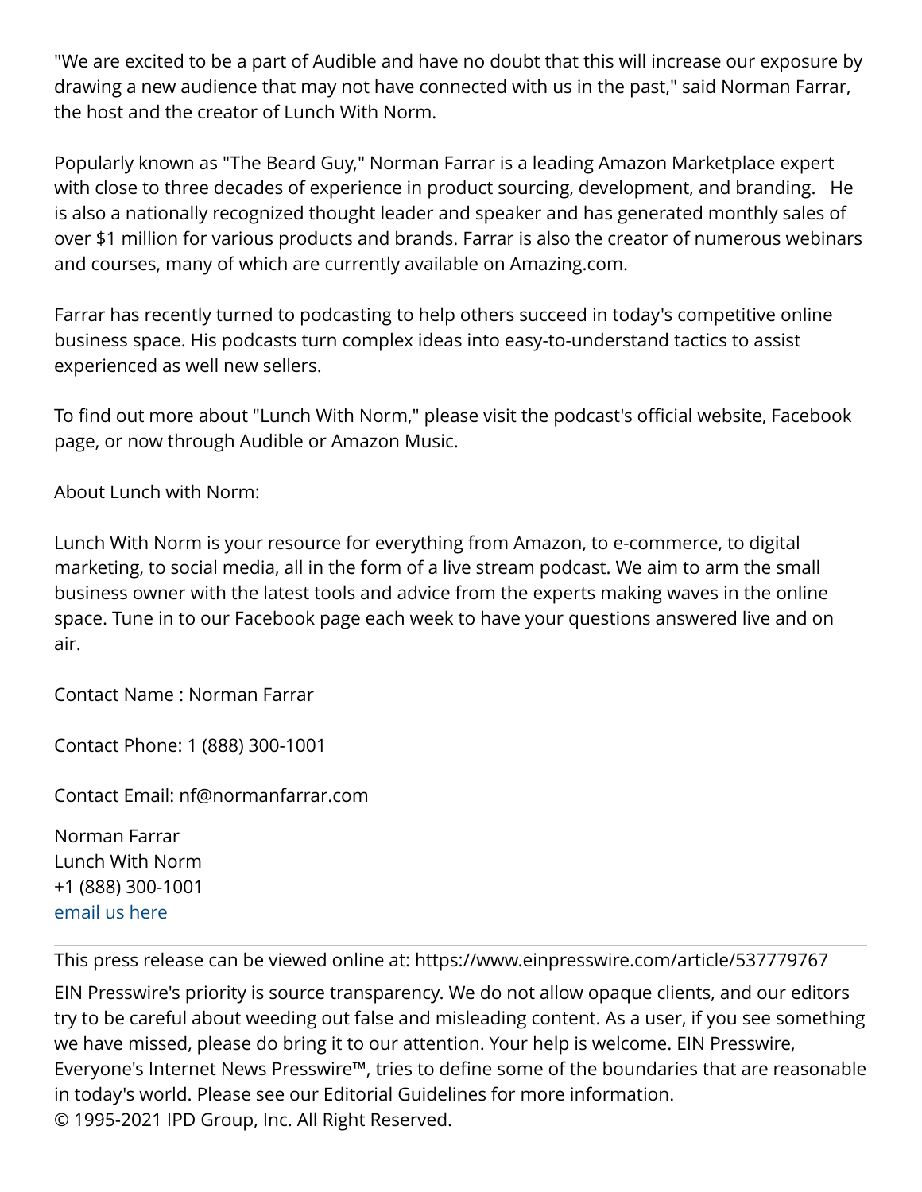"We are excited to be a part of Audible and have no doubt that this will increase our exposure by drawing a new audience that may not have connected with us in the past," said Norman Farrar, the host and the creator of Lunch With Norm.

Popularly known as "The Beard Guy," Norman Farrar is a leading Amazon Marketplace expert with close to three decades of experience in product sourcing, development, and branding. He is also a nationally recognized thought leader and speaker and has generated monthly sales of over $1 million for various products and brands. Farrar is also the creator of numerous webinars and courses, many of which are currently available on Amazing.com.

Farrar has recently turned to podcasting to help others succeed in today's competitive online business space. His podcasts turn complex ideas into easy-to-understand tactics to assist experienced as well new sellers.

To find out more about "Lunch With Norm," please visit the podcast's official website, Facebook page, or now through Audible or Amazon Music.

About Lunch with Norm:

Lunch With Norm is your resource for everything from Amazon, to e-commerce, to digital marketing, to social media, all in the form of a live stream podcast. We aim to arm the small business owner with the latest tools and advice from the experts making waves in the online space. Tune in to our Facebook page each week to have your questions answered live and on air.

Contact Name : Norman Farrar

Contact Phone: 1 (888) 300-1001

Contact Email: nf@normanfarrar.com

Norman Farrar
Lunch With Norm
+1 (888) 300-1001
email us here

---

This press release can be viewed online at: https://www.einpresswire.com/article/537779767

EIN Presswire's priority is source transparency. We do not allow opaque clients, and our editors try to be careful about weeding out false and misleading content. As a user, if you see something we have missed, please do bring it to our attention. Your help is welcome. EIN Presswire, Everyone's Internet News Presswire™, tries to define some of the boundaries that are reasonable in today's world. Please see our Editorial Guidelines for more information.
© 1995-2021 IPD Group, Inc. All Right Reserved.